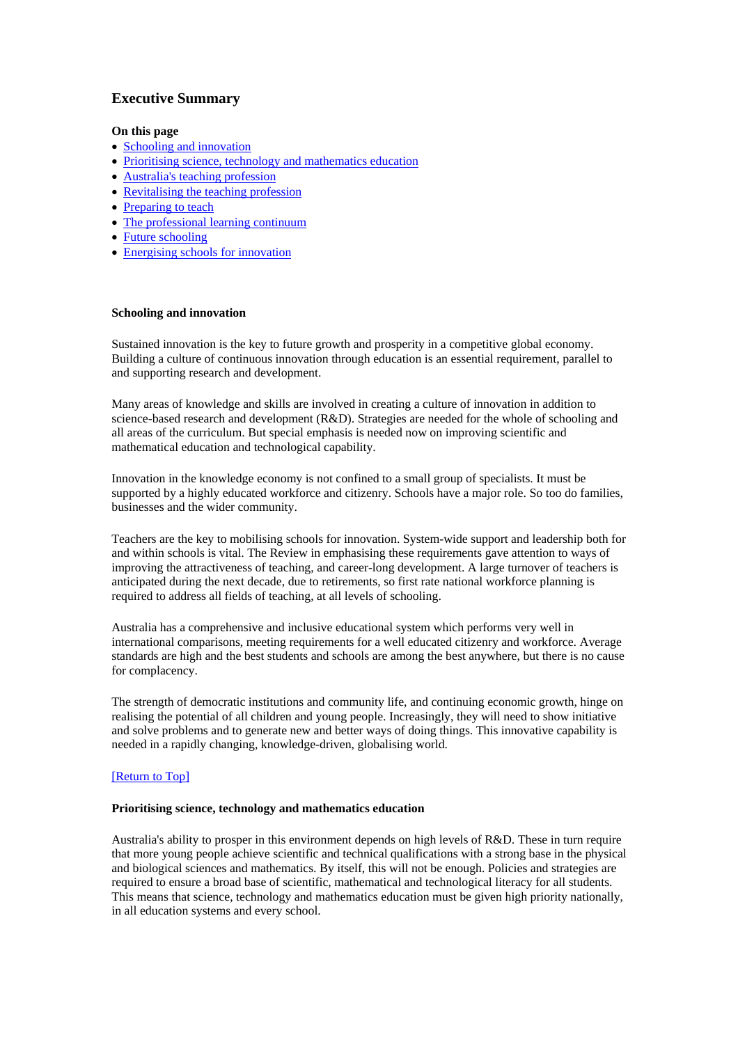# Executive Summary

**On this page**

- Schooling and innovation
- Prioritising science, technology and mathematics education
- Australia's teaching profession
- Revitalising the teaching profession
- Preparing to teach
- The professional learning continuum
- Future schooling
- Energising schools for innovation

### Schooling and innovation

Sustained innovation is the key to future growth and prosperity in a competitive global economy. Building a culture of continuous innovation through education is an essential requirement, parallel to and supporting research and development.

Many areas of knowledge and skills are involved in creating a culture of innovation in addition to science-based research and development (R&D). Strategies are needed for the whole of schooling and all areas of the curriculum. But special emphasis is needed now on improving scientific and mathematical education and technological capability.

Innovation in the knowledge economy is not confined to a small group of specialists. It must be supported by a highly educated workforce and citizenry. Schools have a major role. So too do families, businesses and the wider community.

Teachers are the key to mobilising schools for innovation. System-wide support and leadership both for and within schools is vital. The Review in emphasising these requirements gave attention to ways of improving the attractiveness of teaching, and career-long development. A large turnover of teachers is anticipated during the next decade, due to retirements, so first rate national workforce planning is required to address all fields of teaching, at all levels of schooling.

Australia has a comprehensive and inclusive educational system which performs very well in international comparisons, meeting requirements for a well educated citizenry and workforce. Average standards are high and the best students and schools are among the best anywhere, but there is no cause for complacency.

The strength of democratic institutions and community life, and continuing economic growth, hinge on realising the potential of all children and young people. Increasingly, they will need to show initiative and solve problems and to generate new and better ways of doing things. This innovative capability is needed in a rapidly changing, knowledge-driven, globalising world.

[Return to Top]

### Prioritising science, technology and mathematics education

Australia's ability to prosper in this environment depends on high levels of R&D. These in turn require that more young people achieve scientific and technical qualifications with a strong base in the physical and biological sciences and mathematics. By itself, this will not be enough. Policies and strategies are required to ensure a broad base of scientific, mathematical and technological literacy for all students. This means that science, technology and mathematics education must be given high priority nationally, in all education systems and every school.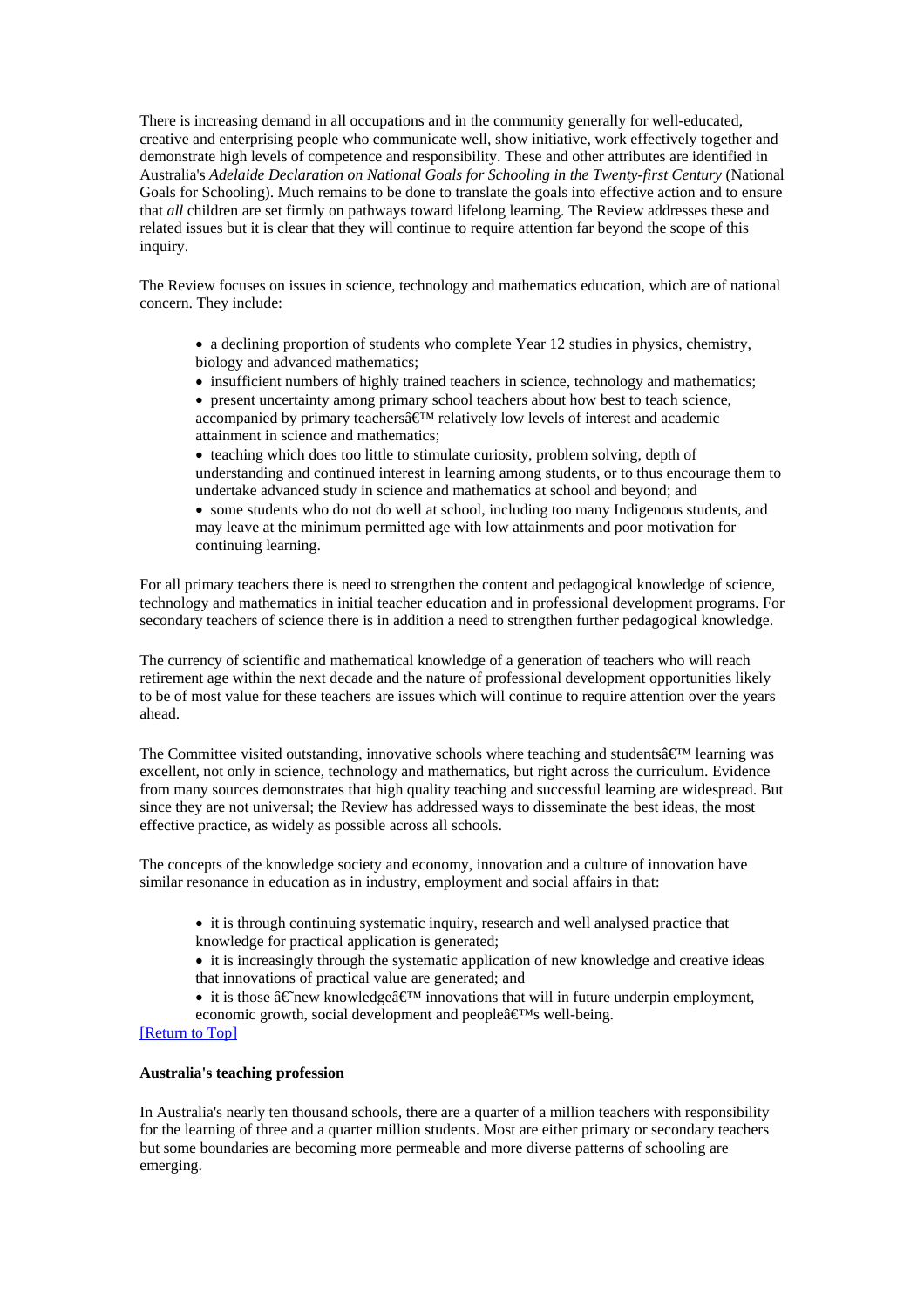There is increasing demand in all occupations and in the community generally for well-educated, creative and enterprising people who communicate well, show initiative, work effectively together and demonstrate high levels of competence and responsibility. These and other attributes are identified in Australia's *Adelaide Declaration on National Goals for Schooling in the Twenty-first Century* (National Goals for Schooling). Much remains to be done to translate the goals into effective action and to ensure that *all* children are set firmly on pathways toward lifelong learning. The Review addresses these and related issues but it is clear that they will continue to require attention far beyond the scope of this inquiry.

The Review focuses on issues in science, technology and mathematics education, which are of national concern. They include:

- a declining proportion of students who complete Year 12 studies in physics, chemistry, biology and advanced mathematics;
- insufficient numbers of highly trained teachers in science, technology and mathematics;
- present uncertainty among primary school teachers about how best to teach science, accompanied by primary teachersâ€™ relatively low levels of interest and academic attainment in science and mathematics;
- teaching which does too little to stimulate curiosity, problem solving, depth of understanding and continued interest in learning among students, or to thus encourage them to undertake advanced study in science and mathematics at school and beyond; and
- some students who do not do well at school, including too many Indigenous students, and may leave at the minimum permitted age with low attainments and poor motivation for continuing learning.

For all primary teachers there is need to strengthen the content and pedagogical knowledge of science, technology and mathematics in initial teacher education and in professional development programs. For secondary teachers of science there is in addition a need to strengthen further pedagogical knowledge.

The currency of scientific and mathematical knowledge of a generation of teachers who will reach retirement age within the next decade and the nature of professional development opportunities likely to be of most value for these teachers are issues which will continue to require attention over the years ahead.

The Committee visited outstanding, innovative schools where teaching and studentsâ€™ learning was excellent, not only in science, technology and mathematics, but right across the curriculum. Evidence from many sources demonstrates that high quality teaching and successful learning are widespread. But since they are not universal; the Review has addressed ways to disseminate the best ideas, the most effective practice, as widely as possible across all schools.

The concepts of the knowledge society and economy, innovation and a culture of innovation have similar resonance in education as in industry, employment and social affairs in that:

- it is through continuing systematic inquiry, research and well analysed practice that knowledge for practical application is generated;
- it is increasingly through the systematic application of new knowledge and creative ideas that innovations of practical value are generated; and
- it is those â€˜new knowledgeâ€™ innovations that will in future underpin employment, economic growth, social development and peopleâ€™s well-being.

[Return to Top]

**Australia's teaching profession**

In Australia's nearly ten thousand schools, there are a quarter of a million teachers with responsibility for the learning of three and a quarter million students. Most are either primary or secondary teachers but some boundaries are becoming more permeable and more diverse patterns of schooling are emerging.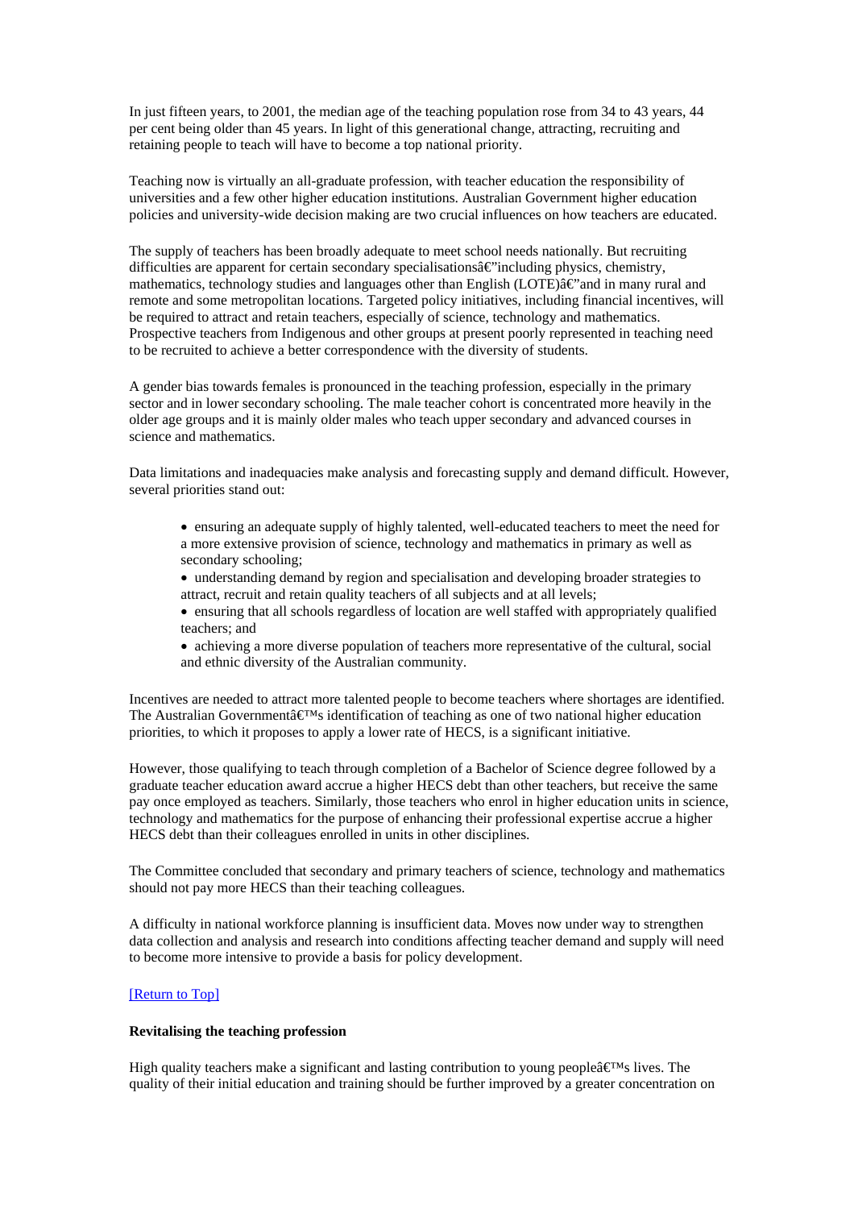In just fifteen years, to 2001, the median age of the teaching population rose from 34 to 43 years, 44 per cent being older than 45 years. In light of this generational change, attracting, recruiting and retaining people to teach will have to become a top national priority.

Teaching now is virtually an all-graduate profession, with teacher education the responsibility of universities and a few other higher education institutions. Australian Government higher education policies and university-wide decision making are two crucial influences on how teachers are educated.

The supply of teachers has been broadly adequate to meet school needs nationally. But recruiting difficulties are apparent for certain secondary specialisationsâ€"including physics, chemistry, mathematics, technology studies and languages other than English (LOTE)â€"and in many rural and remote and some metropolitan locations. Targeted policy initiatives, including financial incentives, will be required to attract and retain teachers, especially of science, technology and mathematics. Prospective teachers from Indigenous and other groups at present poorly represented in teaching need to be recruited to achieve a better correspondence with the diversity of students.

A gender bias towards females is pronounced in the teaching profession, especially in the primary sector and in lower secondary schooling. The male teacher cohort is concentrated more heavily in the older age groups and it is mainly older males who teach upper secondary and advanced courses in science and mathematics.

Data limitations and inadequacies make analysis and forecasting supply and demand difficult. However, several priorities stand out:

- ensuring an adequate supply of highly talented, well-educated teachers to meet the need for a more extensive provision of science, technology and mathematics in primary as well as secondary schooling;
- understanding demand by region and specialisation and developing broader strategies to attract, recruit and retain quality teachers of all subjects and at all levels;
- ensuring that all schools regardless of location are well staffed with appropriately qualified teachers; and
- achieving a more diverse population of teachers more representative of the cultural, social and ethnic diversity of the Australian community.

Incentives are needed to attract more talented people to become teachers where shortages are identified. The Australian Governmentâ€™s identification of teaching as one of two national higher education priorities, to which it proposes to apply a lower rate of HECS, is a significant initiative.

However, those qualifying to teach through completion of a Bachelor of Science degree followed by a graduate teacher education award accrue a higher HECS debt than other teachers, but receive the same pay once employed as teachers. Similarly, those teachers who enrol in higher education units in science, technology and mathematics for the purpose of enhancing their professional expertise accrue a higher HECS debt than their colleagues enrolled in units in other disciplines.

The Committee concluded that secondary and primary teachers of science, technology and mathematics should not pay more HECS than their teaching colleagues.

A difficulty in national workforce planning is insufficient data. Moves now under way to strengthen data collection and analysis and research into conditions affecting teacher demand and supply will need to become more intensive to provide a basis for policy development.

[Return to Top]

**Revitalising the teaching profession**

High quality teachers make a significant and lasting contribution to young peopleâ€™s lives. The quality of their initial education and training should be further improved by a greater concentration on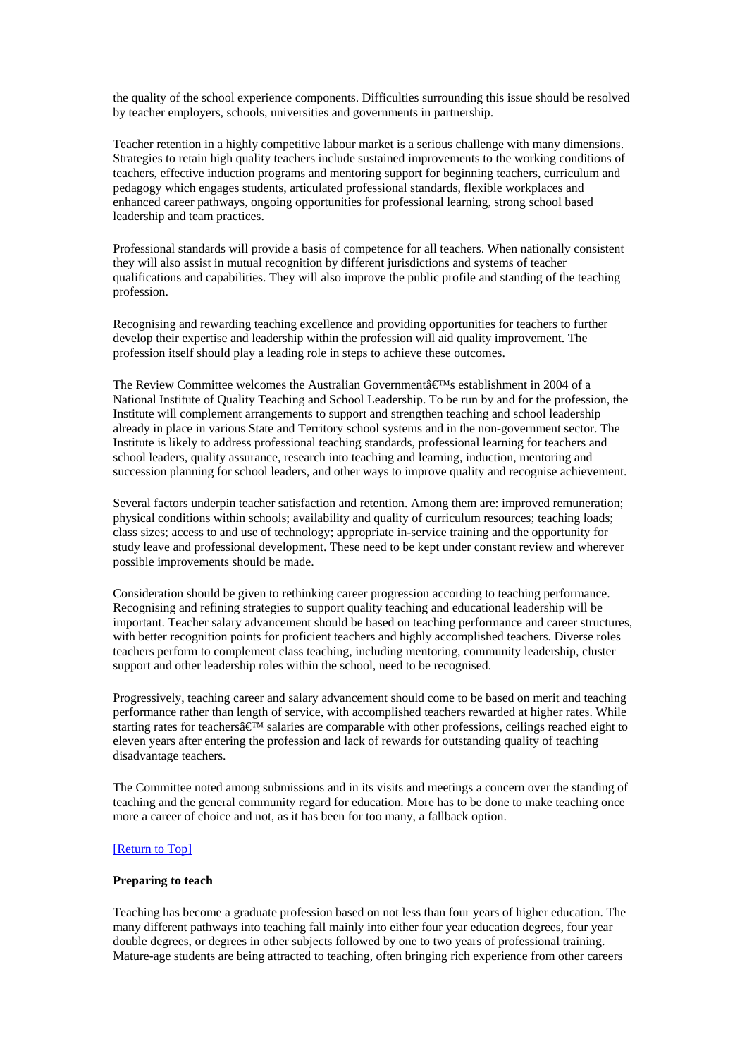the quality of the school experience components. Difficulties surrounding this issue should be resolved by teacher employers, schools, universities and governments in partnership.

Teacher retention in a highly competitive labour market is a serious challenge with many dimensions. Strategies to retain high quality teachers include sustained improvements to the working conditions of teachers, effective induction programs and mentoring support for beginning teachers, curriculum and pedagogy which engages students, articulated professional standards, flexible workplaces and enhanced career pathways, ongoing opportunities for professional learning, strong school based leadership and team practices.

Professional standards will provide a basis of competence for all teachers. When nationally consistent they will also assist in mutual recognition by different jurisdictions and systems of teacher qualifications and capabilities. They will also improve the public profile and standing of the teaching profession.

Recognising and rewarding teaching excellence and providing opportunities for teachers to further develop their expertise and leadership within the profession will aid quality improvement. The profession itself should play a leading role in steps to achieve these outcomes.

The Review Committee welcomes the Australian Governmentâ€™s establishment in 2004 of a National Institute of Quality Teaching and School Leadership. To be run by and for the profession, the Institute will complement arrangements to support and strengthen teaching and school leadership already in place in various State and Territory school systems and in the non-government sector. The Institute is likely to address professional teaching standards, professional learning for teachers and school leaders, quality assurance, research into teaching and learning, induction, mentoring and succession planning for school leaders, and other ways to improve quality and recognise achievement.

Several factors underpin teacher satisfaction and retention. Among them are: improved remuneration; physical conditions within schools; availability and quality of curriculum resources; teaching loads; class sizes; access to and use of technology; appropriate in-service training and the opportunity for study leave and professional development. These need to be kept under constant review and wherever possible improvements should be made.

Consideration should be given to rethinking career progression according to teaching performance. Recognising and refining strategies to support quality teaching and educational leadership will be important. Teacher salary advancement should be based on teaching performance and career structures, with better recognition points for proficient teachers and highly accomplished teachers. Diverse roles teachers perform to complement class teaching, including mentoring, community leadership, cluster support and other leadership roles within the school, need to be recognised.

Progressively, teaching career and salary advancement should come to be based on merit and teaching performance rather than length of service, with accomplished teachers rewarded at higher rates. While starting rates for teachersâ€™ salaries are comparable with other professions, ceilings reached eight to eleven years after entering the profession and lack of rewards for outstanding quality of teaching disadvantage teachers.

The Committee noted among submissions and in its visits and meetings a concern over the standing of teaching and the general community regard for education. More has to be done to make teaching once more a career of choice and not, as it has been for too many, a fallback option.

[Return to Top]

**Preparing to teach**

Teaching has become a graduate profession based on not less than four years of higher education. The many different pathways into teaching fall mainly into either four year education degrees, four year double degrees, or degrees in other subjects followed by one to two years of professional training. Mature-age students are being attracted to teaching, often bringing rich experience from other careers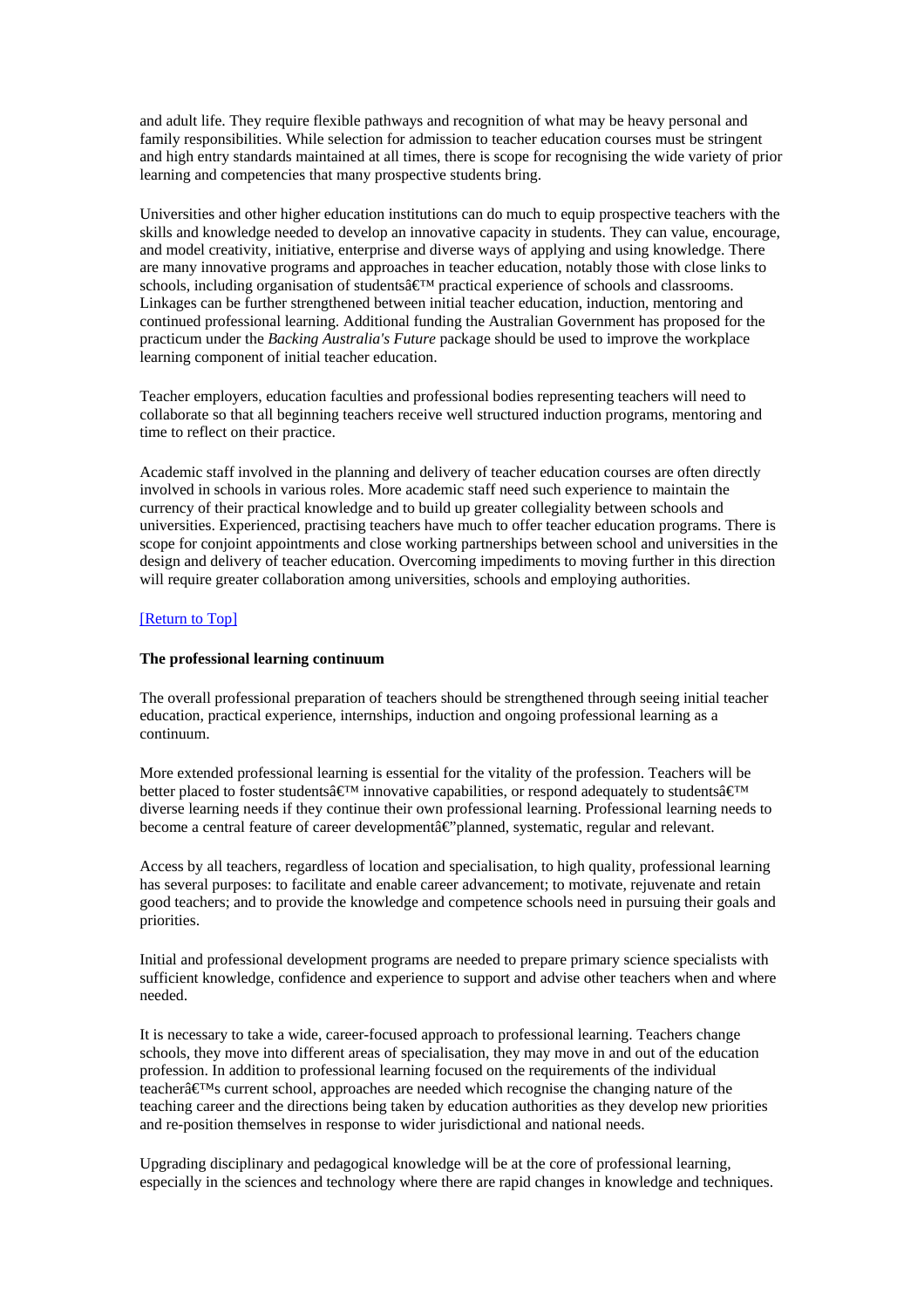and adult life. They require flexible pathways and recognition of what may be heavy personal and family responsibilities. While selection for admission to teacher education courses must be stringent and high entry standards maintained at all times, there is scope for recognising the wide variety of prior learning and competencies that many prospective students bring.

Universities and other higher education institutions can do much to equip prospective teachers with the skills and knowledge needed to develop an innovative capacity in students. They can value, encourage, and model creativity, initiative, enterprise and diverse ways of applying and using knowledge. There are many innovative programs and approaches in teacher education, notably those with close links to schools, including organisation of studentsâ€™ practical experience of schools and classrooms. Linkages can be further strengthened between initial teacher education, induction, mentoring and continued professional learning. Additional funding the Australian Government has proposed for the practicum under the *Backing Australia's Future* package should be used to improve the workplace learning component of initial teacher education.

Teacher employers, education faculties and professional bodies representing teachers will need to collaborate so that all beginning teachers receive well structured induction programs, mentoring and time to reflect on their practice.

Academic staff involved in the planning and delivery of teacher education courses are often directly involved in schools in various roles. More academic staff need such experience to maintain the currency of their practical knowledge and to build up greater collegiality between schools and universities. Experienced, practising teachers have much to offer teacher education programs. There is scope for conjoint appointments and close working partnerships between school and universities in the design and delivery of teacher education. Overcoming impediments to moving further in this direction will require greater collaboration among universities, schools and employing authorities.

[Return to Top]

**The professional learning continuum**

The overall professional preparation of teachers should be strengthened through seeing initial teacher education, practical experience, internships, induction and ongoing professional learning as a continuum.

More extended professional learning is essential for the vitality of the profession. Teachers will be better placed to foster studentsâ€™ innovative capabilities, or respond adequately to studentsâ€™ diverse learning needs if they continue their own professional learning. Professional learning needs to become a central feature of career developmentâ€"planned, systematic, regular and relevant.

Access by all teachers, regardless of location and specialisation, to high quality, professional learning has several purposes: to facilitate and enable career advancement; to motivate, rejuvenate and retain good teachers; and to provide the knowledge and competence schools need in pursuing their goals and priorities.

Initial and professional development programs are needed to prepare primary science specialists with sufficient knowledge, confidence and experience to support and advise other teachers when and where needed.

It is necessary to take a wide, career-focused approach to professional learning. Teachers change schools, they move into different areas of specialisation, they may move in and out of the education profession. In addition to professional learning focused on the requirements of the individual teacherâ€™s current school, approaches are needed which recognise the changing nature of the teaching career and the directions being taken by education authorities as they develop new priorities and re-position themselves in response to wider jurisdictional and national needs.

Upgrading disciplinary and pedagogical knowledge will be at the core of professional learning, especially in the sciences and technology where there are rapid changes in knowledge and techniques.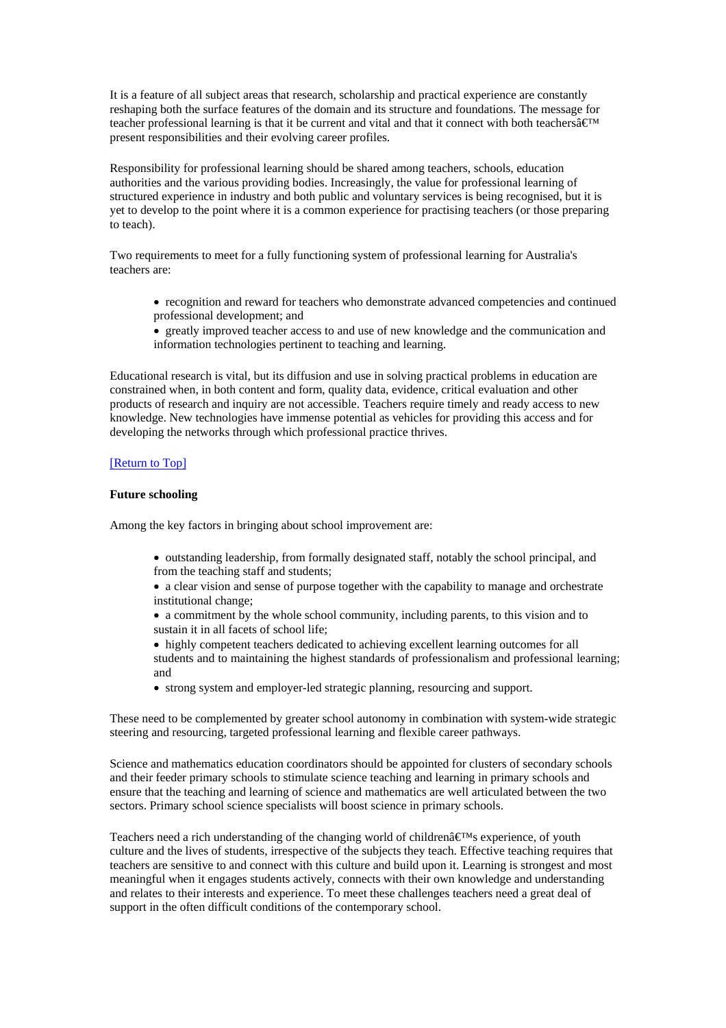It is a feature of all subject areas that research, scholarship and practical experience are constantly reshaping both the surface features of the domain and its structure and foundations. The message for teacher professional learning is that it be current and vital and that it connect with both teachersâ€™ present responsibilities and their evolving career profiles.

Responsibility for professional learning should be shared among teachers, schools, education authorities and the various providing bodies. Increasingly, the value for professional learning of structured experience in industry and both public and voluntary services is being recognised, but it is yet to develop to the point where it is a common experience for practising teachers (or those preparing to teach).

Two requirements to meet for a fully functioning system of professional learning for Australia's teachers are:

- recognition and reward for teachers who demonstrate advanced competencies and continued professional development; and
- greatly improved teacher access to and use of new knowledge and the communication and information technologies pertinent to teaching and learning.

Educational research is vital, but its diffusion and use in solving practical problems in education are constrained when, in both content and form, quality data, evidence, critical evaluation and other products of research and inquiry are not accessible. Teachers require timely and ready access to new knowledge. New technologies have immense potential as vehicles for providing this access and for developing the networks through which professional practice thrives.

[Return to Top]

**Future schooling**

Among the key factors in bringing about school improvement are:

- outstanding leadership, from formally designated staff, notably the school principal, and from the teaching staff and students;
- a clear vision and sense of purpose together with the capability to manage and orchestrate institutional change;
- a commitment by the whole school community, including parents, to this vision and to sustain it in all facets of school life;
- highly competent teachers dedicated to achieving excellent learning outcomes for all students and to maintaining the highest standards of professionalism and professional learning; and
- strong system and employer-led strategic planning, resourcing and support.

These need to be complemented by greater school autonomy in combination with system-wide strategic steering and resourcing, targeted professional learning and flexible career pathways.

Science and mathematics education coordinators should be appointed for clusters of secondary schools and their feeder primary schools to stimulate science teaching and learning in primary schools and ensure that the teaching and learning of science and mathematics are well articulated between the two sectors. Primary school science specialists will boost science in primary schools.

Teachers need a rich understanding of the changing world of childrenâ€™s experience, of youth culture and the lives of students, irrespective of the subjects they teach. Effective teaching requires that teachers are sensitive to and connect with this culture and build upon it. Learning is strongest and most meaningful when it engages students actively, connects with their own knowledge and understanding and relates to their interests and experience. To meet these challenges teachers need a great deal of support in the often difficult conditions of the contemporary school.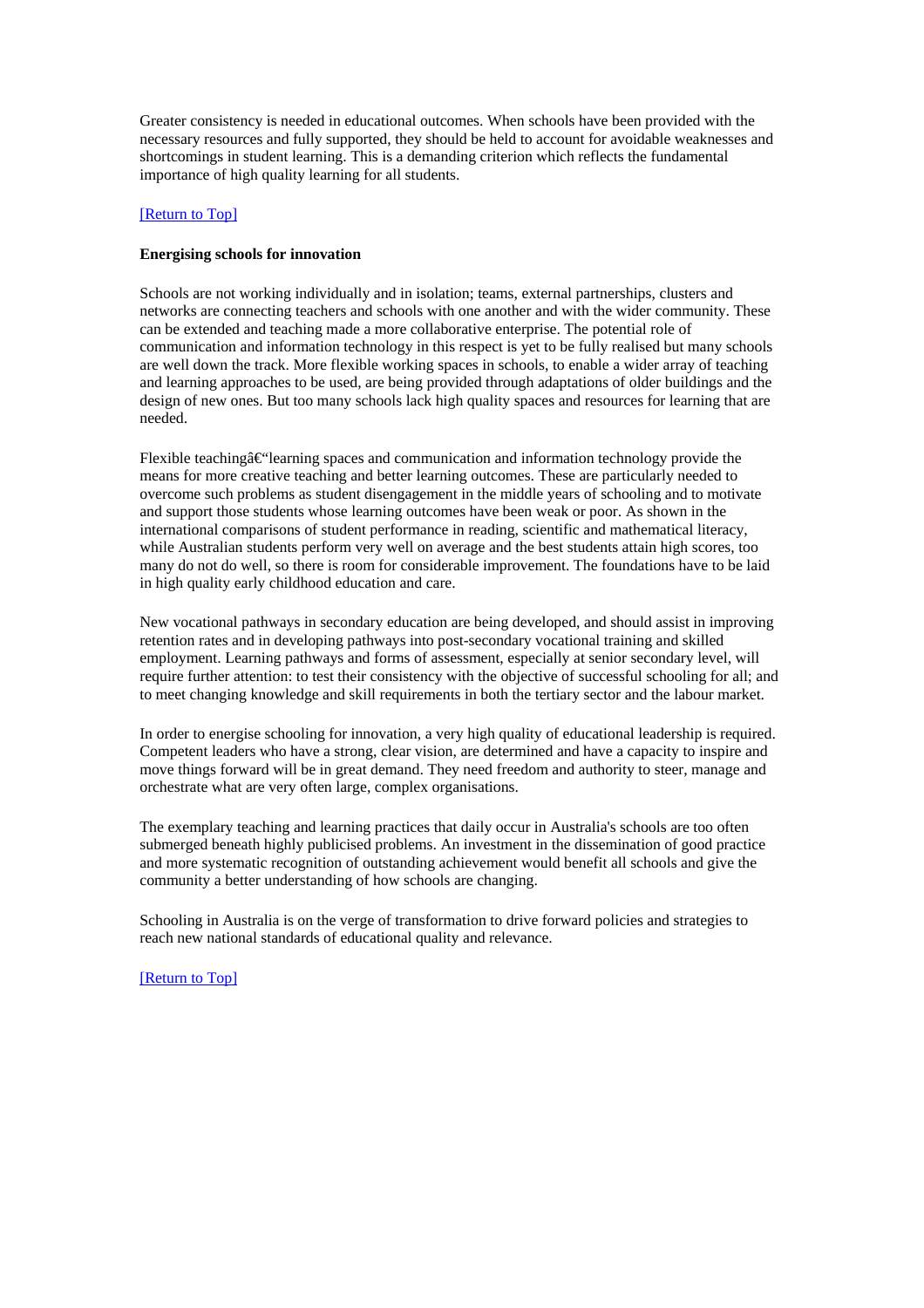Greater consistency is needed in educational outcomes. When schools have been provided with the necessary resources and fully supported, they should be held to account for avoidable weaknesses and shortcomings in student learning. This is a demanding criterion which reflects the fundamental importance of high quality learning for all students.

[Return to Top]

**Energising schools for innovation**

Schools are not working individually and in isolation; teams, external partnerships, clusters and networks are connecting teachers and schools with one another and with the wider community. These can be extended and teaching made a more collaborative enterprise. The potential role of communication and information technology in this respect is yet to be fully realised but many schools are well down the track. More flexible working spaces in schools, to enable a wider array of teaching and learning approaches to be used, are being provided through adaptations of older buildings and the design of new ones. But too many schools lack high quality spaces and resources for learning that are needed.

Flexible teachingâ€"learning spaces and communication and information technology provide the means for more creative teaching and better learning outcomes. These are particularly needed to overcome such problems as student disengagement in the middle years of schooling and to motivate and support those students whose learning outcomes have been weak or poor. As shown in the international comparisons of student performance in reading, scientific and mathematical literacy, while Australian students perform very well on average and the best students attain high scores, too many do not do well, so there is room for considerable improvement. The foundations have to be laid in high quality early childhood education and care.

New vocational pathways in secondary education are being developed, and should assist in improving retention rates and in developing pathways into post-secondary vocational training and skilled employment. Learning pathways and forms of assessment, especially at senior secondary level, will require further attention: to test their consistency with the objective of successful schooling for all; and to meet changing knowledge and skill requirements in both the tertiary sector and the labour market.

In order to energise schooling for innovation, a very high quality of educational leadership is required. Competent leaders who have a strong, clear vision, are determined and have a capacity to inspire and move things forward will be in great demand. They need freedom and authority to steer, manage and orchestrate what are very often large, complex organisations.

The exemplary teaching and learning practices that daily occur in Australia's schools are too often submerged beneath highly publicised problems. An investment in the dissemination of good practice and more systematic recognition of outstanding achievement would benefit all schools and give the community a better understanding of how schools are changing.

Schooling in Australia is on the verge of transformation to drive forward policies and strategies to reach new national standards of educational quality and relevance.

[Return to Top]